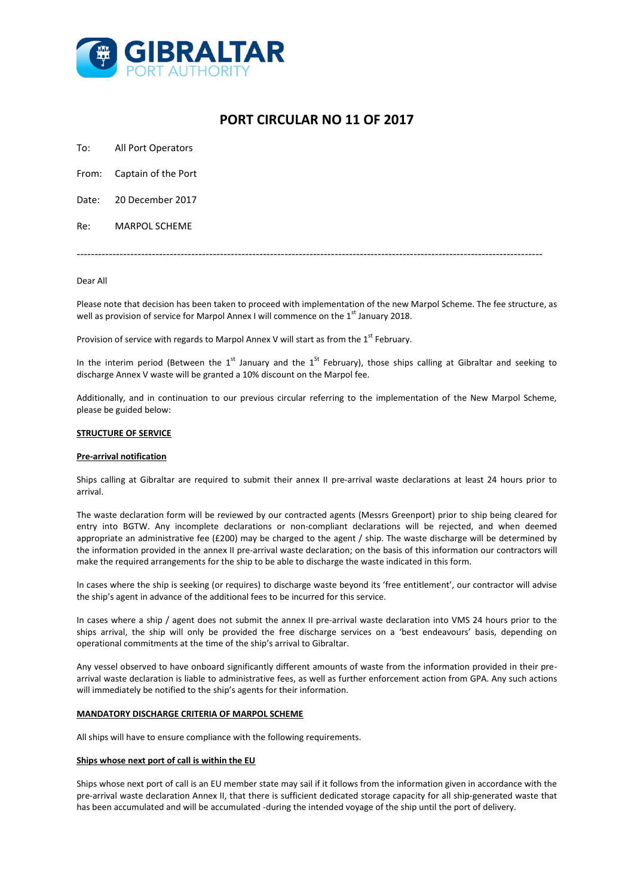GIBRALTAR PORT AUTHORITY

# PORT CIRCULAR NO 11 OF 2017

To: All Port Operators

From: Captain of the Port

Date: 20 December 2017

Re: MARPOL SCHEME

---

Dear All

Please note that decision has been taken to proceed with implementation of the new Marpol Scheme. The fee structure, as well as provision of service for Marpol Annex I will commence on the 1st January 2018.

Provision of service with regards to Marpol Annex V will start as from the 1st February.

In the interim period (Between the 1st January and the 1St February), those ships calling at Gibraltar and seeking to discharge Annex V waste will be granted a 10% discount on the Marpol fee.

Additionally, and in continuation to our previous circular referring to the implementation of the New Marpol Scheme, please be guided below:

**STRUCTURE OF SERVICE**

**Pre-arrival notification**

Ships calling at Gibraltar are required to submit their annex II pre-arrival waste declarations at least 24 hours prior to arrival.

The waste declaration form will be reviewed by our contracted agents (Messrs Greenport) prior to ship being cleared for entry into BGTW. Any incomplete declarations or non-compliant declarations will be rejected, and when deemed appropriate an administrative fee (£200) may be charged to the agent / ship. The waste discharge will be determined by the information provided in the annex II pre-arrival waste declaration; on the basis of this information our contractors will make the required arrangements for the ship to be able to discharge the waste indicated in this form.

In cases where the ship is seeking (or requires) to discharge waste beyond its 'free entitlement', our contractor will advise the ship's agent in advance of the additional fees to be incurred for this service.

In cases where a ship / agent does not submit the annex II pre-arrival waste declaration into VMS 24 hours prior to the ships arrival, the ship will only be provided the free discharge services on a 'best endeavours' basis, depending on operational commitments at the time of the ship's arrival to Gibraltar.

Any vessel observed to have onboard significantly different amounts of waste from the information provided in their pre-arrival waste declaration is liable to administrative fees, as well as further enforcement action from GPA. Any such actions will immediately be notified to the ship's agents for their information.

**MANDATORY DISCHARGE CRITERIA OF MARPOL SCHEME**

All ships will have to ensure compliance with the following requirements.

**Ships whose next port of call is within the EU**

Ships whose next port of call is an EU member state may sail if it follows from the information given in accordance with the pre-arrival waste declaration Annex II, that there is sufficient dedicated storage capacity for all ship-generated waste that has been accumulated and will be accumulated -during the intended voyage of the ship until the port of delivery.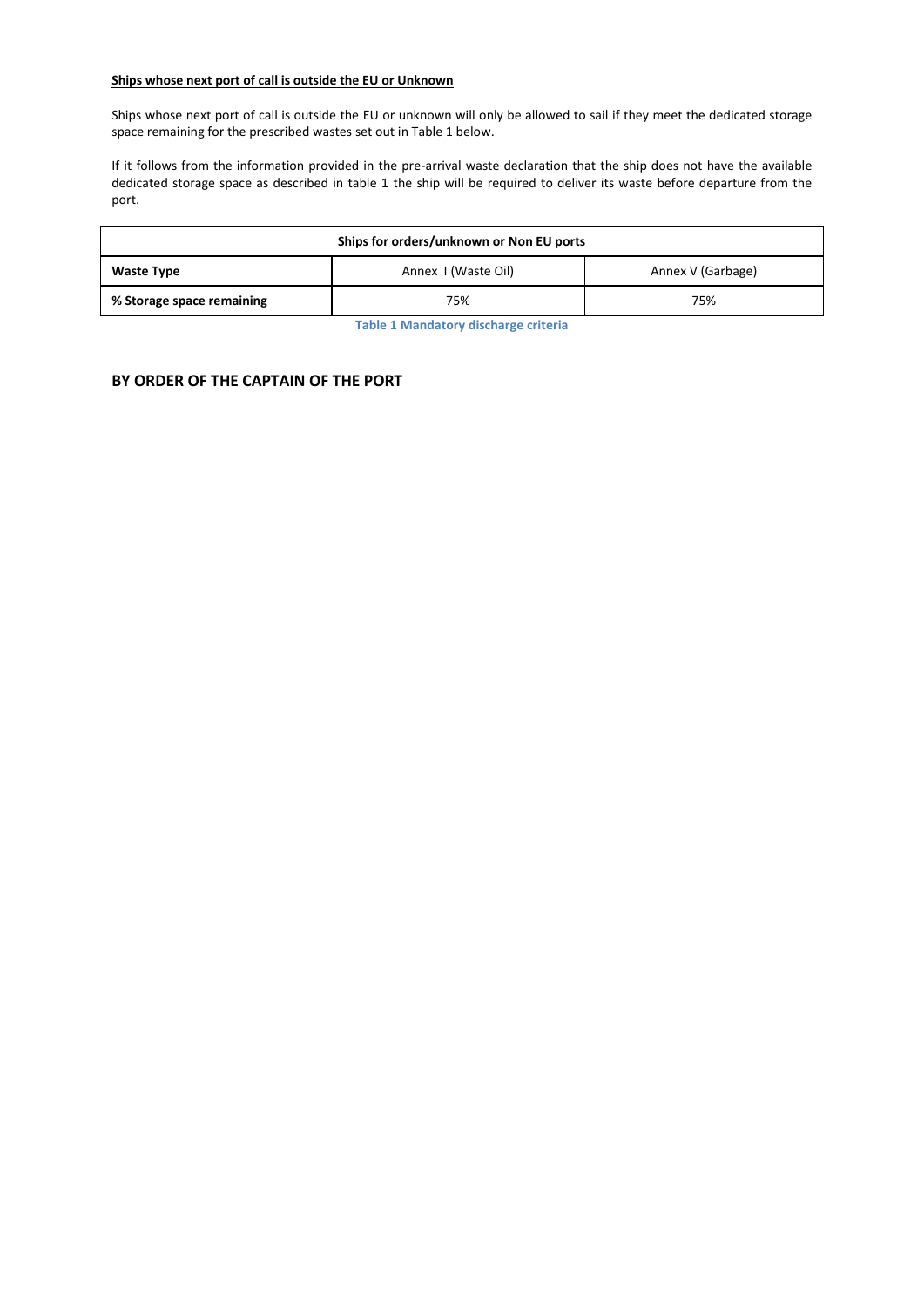**Ships whose next port of call is outside the EU or Unknown**

Ships whose next port of call is outside the EU or unknown will only be allowed to sail if they meet the dedicated storage space remaining for the prescribed wastes set out in Table 1 below.

If it follows from the information provided in the pre-arrival waste declaration that the ship does not have the available dedicated storage space as described in table 1 the ship will be required to deliver its waste before departure from the port.

| Ships for orders/unknown or Non EU ports | | |
|---|---|---|
| **Waste Type** | Annex I (Waste Oil) | Annex V (Garbage) |
| **% Storage space remaining** | 75% | 75% |

Table 1 Mandatory discharge criteria

## BY ORDER OF THE CAPTAIN OF THE PORT